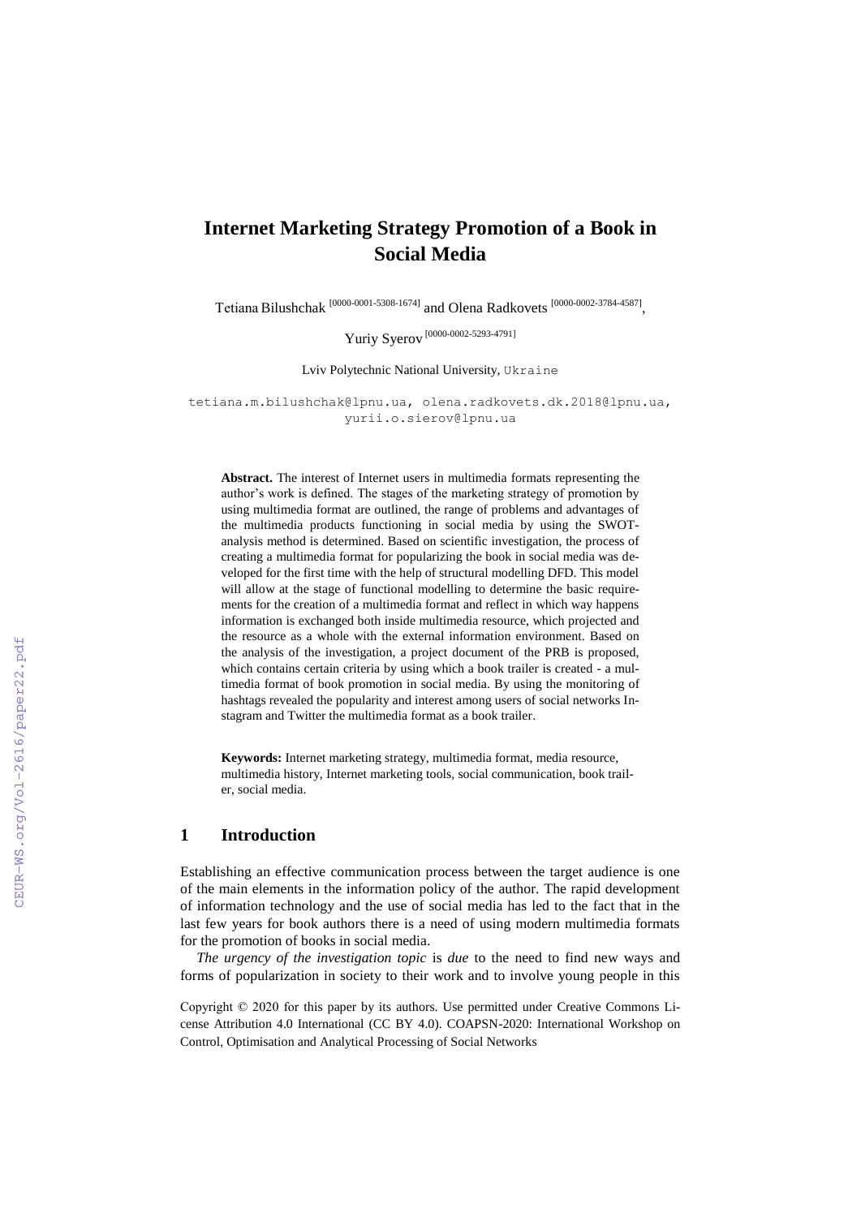# Internet Marketing Strategy Promotion of a Book in Social Media

Tetiana Bilushchak [0000-0001-5308-1674] and Olena Radkovets [0000-0002-3784-4587],

Yuriy Syerov [0000-0002-5293-4791]

Lviv Polytechnic National University, Ukraine

tetiana.m.bilushchak@lpnu.ua, olena.radkovets.dk.2018@lpnu.ua, yurii.o.sierov@lpnu.ua

**Abstract.** The interest of Internet users in multimedia formats representing the author's work is defined. The stages of the marketing strategy of promotion by using multimedia format are outlined, the range of problems and advantages of the multimedia products functioning in social media by using the SWOT-analysis method is determined. Based on scientific investigation, the process of creating a multimedia format for popularizing the book in social media was developed for the first time with the help of structural modelling DFD. This model will allow at the stage of functional modelling to determine the basic requirements for the creation of a multimedia format and reflect in which way happens information is exchanged both inside multimedia resource, which projected and the resource as a whole with the external information environment. Based on the analysis of the investigation, a project document of the PRB is proposed, which contains certain criteria by using which a book trailer is created - a multimedia format of book promotion in social media. By using the monitoring of hashtags revealed the popularity and interest among users of social networks Instagram and Twitter the multimedia format as a book trailer.

**Keywords:** Internet marketing strategy, multimedia format, media resource, multimedia history, Internet marketing tools, social communication, book trailer, social media.

## 1 Introduction

Establishing an effective communication process between the target audience is one of the main elements in the information policy of the author. The rapid development of information technology and the use of social media has led to the fact that in the last few years for book authors there is a need of using modern multimedia formats for the promotion of books in social media.

*The urgency of the investigation topic* is *due* to the need to find new ways and forms of popularization in society to their work and to involve young people in this

Copyright © 2020 for this paper by its authors. Use permitted under Creative Commons License Attribution 4.0 International (CC BY 4.0). COAPSN-2020: International Workshop on Control, Optimisation and Analytical Processing of Social Networks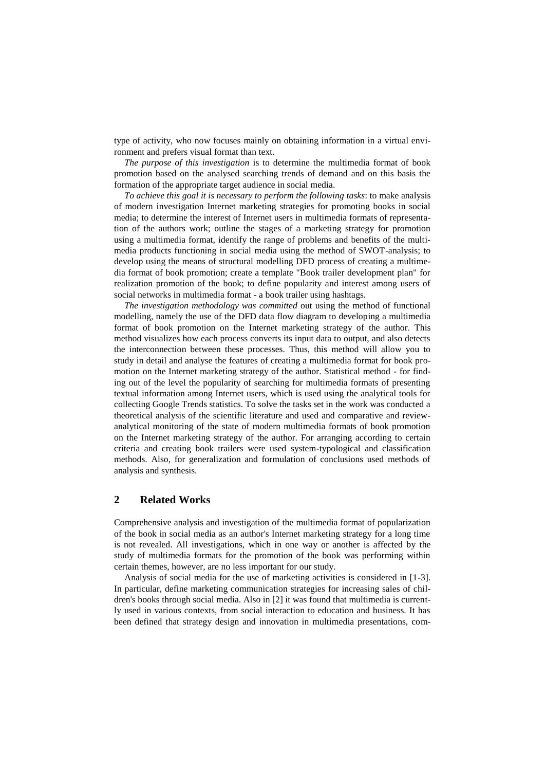type of activity, who now focuses mainly on obtaining information in a virtual environment and prefers visual format than text.

*The purpose of this investigation* is to determine the multimedia format of book promotion based on the analysed searching trends of demand and on this basis the formation of the appropriate target audience in social media.

*To achieve this goal it is necessary to perform the following tasks*: to make analysis of modern investigation Internet marketing strategies for promoting books in social media; to determine the interest of Internet users in multimedia formats of representation of the authors work; outline the stages of a marketing strategy for promotion using a multimedia format, identify the range of problems and benefits of the multimedia products functioning in social media using the method of SWOT-analysis; to develop using the means of structural modelling DFD process of creating a multimedia format of book promotion; create a template "Book trailer development plan" for realization promotion of the book; to define popularity and interest among users of social networks in multimedia format - a book trailer using hashtags.

*The investigation methodology was committed* out using the method of functional modelling, namely the use of the DFD data flow diagram to developing a multimedia format of book promotion on the Internet marketing strategy of the author. This method visualizes how each process converts its input data to output, and also detects the interconnection between these processes. Thus, this method will allow you to study in detail and analyse the features of creating a multimedia format for book promotion on the Internet marketing strategy of the author. Statistical method - for finding out of the level the popularity of searching for multimedia formats of presenting textual information among Internet users, which is used using the analytical tools for collecting Google Trends statistics. To solve the tasks set in the work was conducted a theoretical analysis of the scientific literature and used and comparative and review-analytical monitoring of the state of modern multimedia formats of book promotion on the Internet marketing strategy of the author. For arranging according to certain criteria and creating book trailers were used system-typological and classification methods. Also, for generalization and formulation of conclusions used methods of analysis and synthesis.

## 2 Related Works

Comprehensive analysis and investigation of the multimedia format of popularization of the book in social media as an author's Internet marketing strategy for a long time is not revealed. All investigations, which in one way or another is affected by the study of multimedia formats for the promotion of the book was performing within certain themes, however, are no less important for our study.

Analysis of social media for the use of marketing activities is considered in [1-3]. In particular, define marketing communication strategies for increasing sales of children's books through social media. Also in [2] it was found that multimedia is currently used in various contexts, from social interaction to education and business. It has been defined that strategy design and innovation in multimedia presentations, com-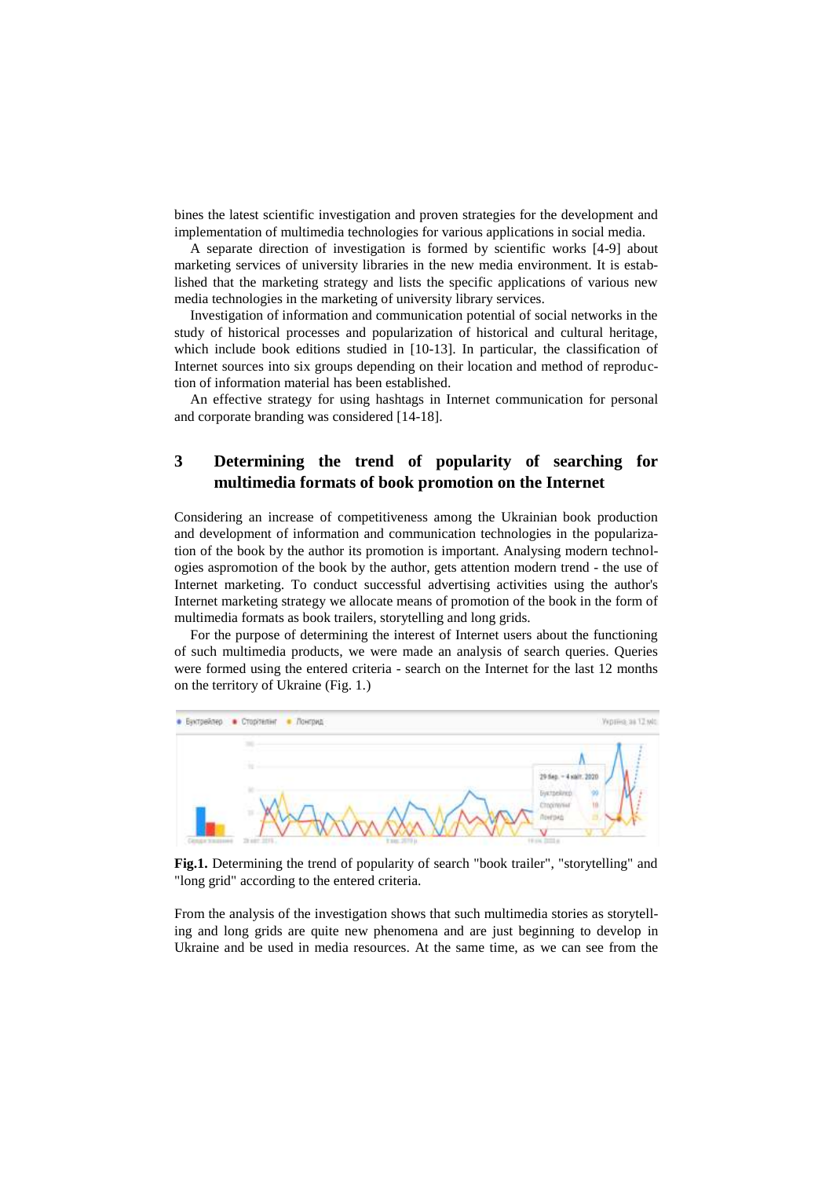bines the latest scientific investigation and proven strategies for the development and implementation of multimedia technologies for various applications in social media.

A separate direction of investigation is formed by scientific works [4-9] about marketing services of university libraries in the new media environment. It is established that the marketing strategy and lists the specific applications of various new media technologies in the marketing of university library services.

Investigation of information and communication potential of social networks in the study of historical processes and popularization of historical and cultural heritage, which include book editions studied in [10-13]. In particular, the classification of Internet sources into six groups depending on their location and method of reproduction of information material has been established.

An effective strategy for using hashtags in Internet communication for personal and corporate branding was considered [14-18].

## 3 Determining the trend of popularity of searching for multimedia formats of book promotion on the Internet

Considering an increase of competitiveness among the Ukrainian book production and development of information and communication technologies in the popularization of the book by the author its promotion is important. Analysing modern technologies aspromotion of the book by the author, gets attention modern trend - the use of Internet marketing. To conduct successful advertising activities using the author's Internet marketing strategy we allocate means of promotion of the book in the form of multimedia formats as book trailers, storytelling and long grids.

For the purpose of determining the interest of Internet users about the functioning of such multimedia products, we were made an analysis of search queries. Queries were formed using the entered criteria - search on the Internet for the last 12 months on the territory of Ukraine (Fig. 1.)

**Fig.1.** Determining the trend of popularity of search "book trailer", "storytelling" and "long grid" according to the entered criteria.

From the analysis of the investigation shows that such multimedia stories as storytelling and long grids are quite new phenomena and are just beginning to develop in Ukraine and be used in media resources. At the same time, as we can see from the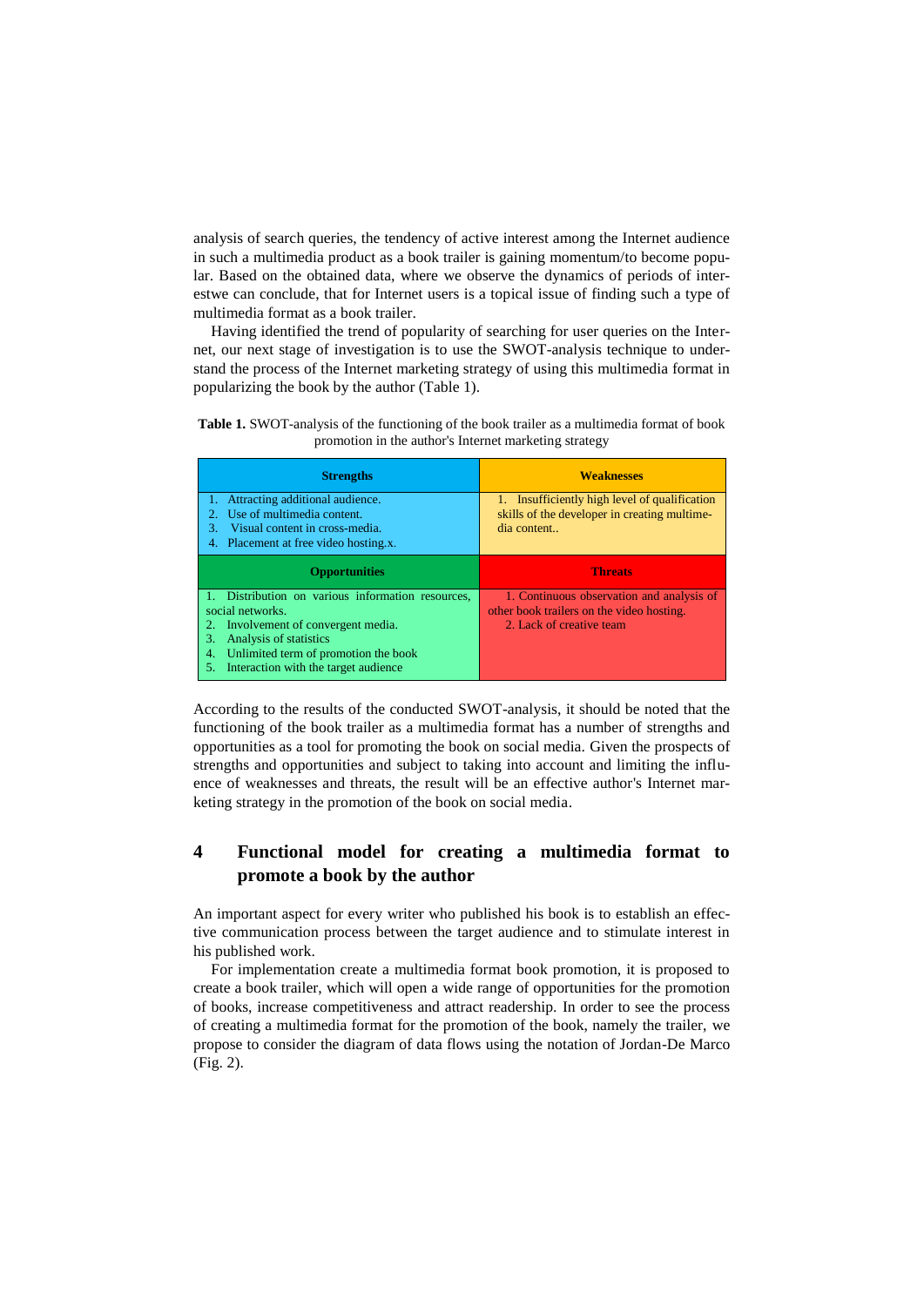analysis of search queries, the tendency of active interest among the Internet audience in such a multimedia product as a book trailer is gaining momentum/to become popular. Based on the obtained data, where we observe the dynamics of periods of interestwe can conclude, that for Internet users is a topical issue of finding such a type of multimedia format as a book trailer.

Having identified the trend of popularity of searching for user queries on the Internet, our next stage of investigation is to use the SWOT-analysis technique to understand the process of the Internet marketing strategy of using this multimedia format in popularizing the book by the author (Table 1).

**Table 1.** SWOT-analysis of the functioning of the book trailer as a multimedia format of book promotion in the author's Internet marketing strategy

| **Strengths** | **Weaknesses** |
|---|---|
| 1. Attracting additional audience.<br>2. Use of multimedia content.<br>3. Visual content in cross-media.<br>4. Placement at free video hosting.x. | 1. Insufficiently high level of qualification skills of the developer in creating multimedia content.. |
| **Opportunities** | **Threats** |
| 1. Distribution on various information resources, social networks.<br>2. Involvement of convergent media.<br>3. Analysis of statistics<br>4. Unlimited term of promotion the book<br>5. Interaction with the target audience | 1. Continuous observation and analysis of other book trailers on the video hosting.<br>2. Lack of creative team |

According to the results of the conducted SWOT-analysis, it should be noted that the functioning of the book trailer as a multimedia format has a number of strengths and opportunities as a tool for promoting the book on social media. Given the prospects of strengths and opportunities and subject to taking into account and limiting the influence of weaknesses and threats, the result will be an effective author's Internet marketing strategy in the promotion of the book on social media.

## 4 Functional model for creating a multimedia format to promote a book by the author

An important aspect for every writer who published his book is to establish an effective communication process between the target audience and to stimulate interest in his published work.

For implementation create a multimedia format book promotion, it is proposed to create a book trailer, which will open a wide range of opportunities for the promotion of books, increase competitiveness and attract readership. In order to see the process of creating a multimedia format for the promotion of the book, namely the trailer, we propose to consider the diagram of data flows using the notation of Jordan-De Marco (Fig. 2).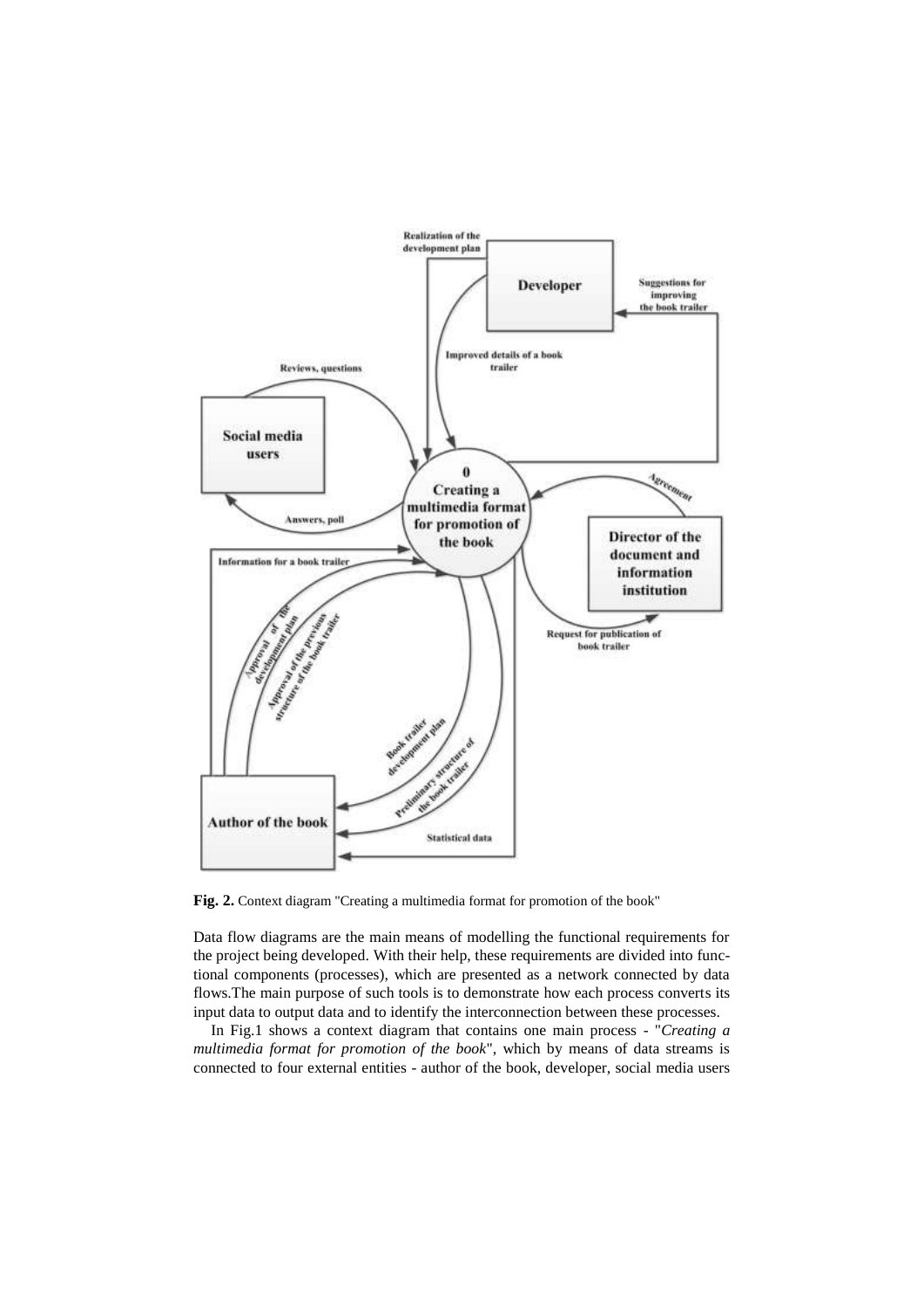**Fig. 2.** Context diagram "Creating a multimedia format for promotion of the book"

Data flow diagrams are the main means of modelling the functional requirements for the project being developed. With their help, these requirements are divided into functional components (processes), which are presented as a network connected by data flows.The main purpose of such tools is to demonstrate how each process converts its input data to output data and to identify the interconnection between these processes.

In Fig.1 shows a context diagram that contains one main process - "*Creating a multimedia format for promotion of the book*", which by means of data streams is connected to four external entities - author of the book, developer, social media users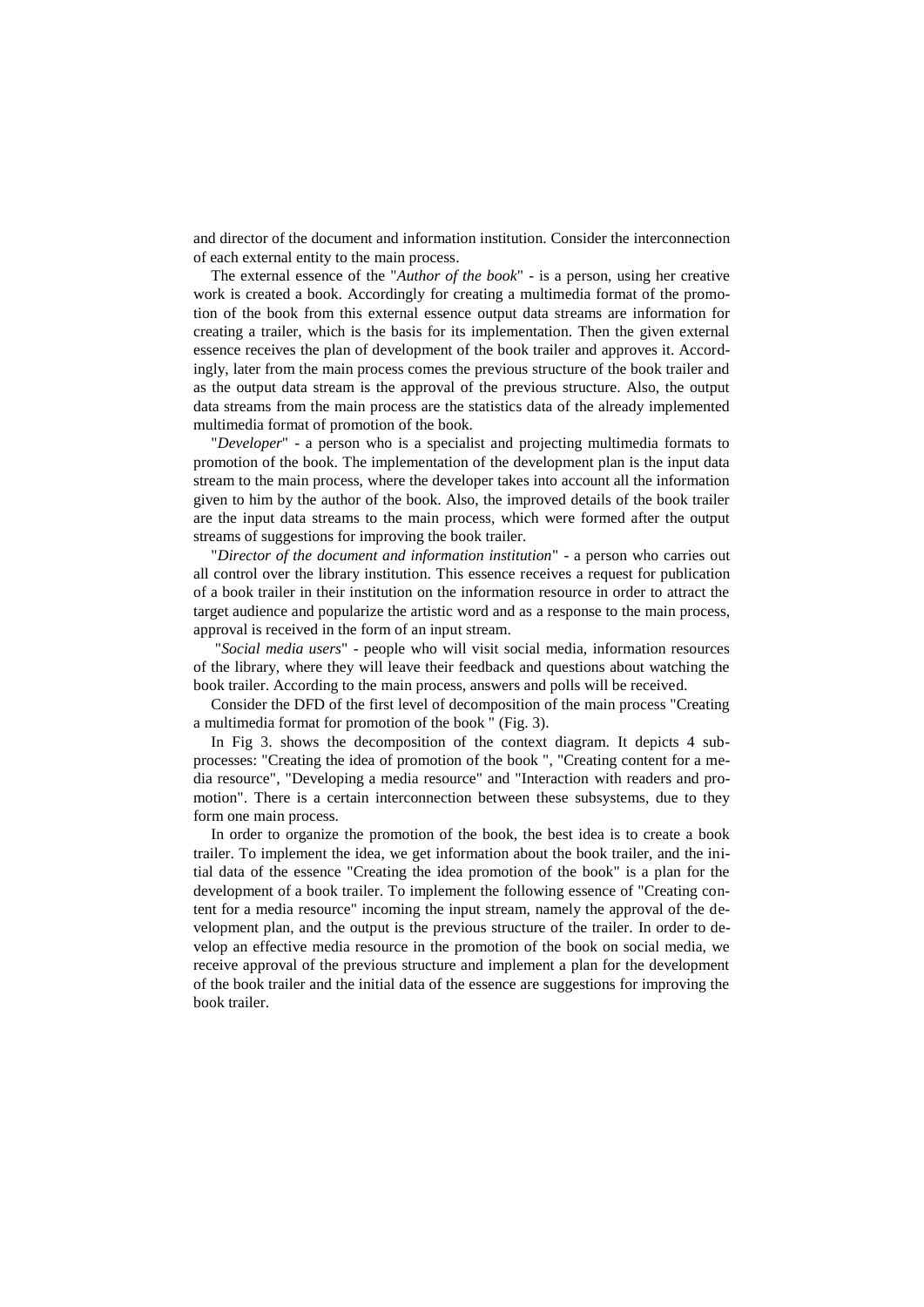and director of the document and information institution. Consider the interconnection of each external entity to the main process.

The external essence of the "*Author of the book*" - is a person, using her creative work is created a book. Accordingly for creating a multimedia format of the promotion of the book from this external essence output data streams are information for creating a trailer, which is the basis for its implementation. Then the given external essence receives the plan of development of the book trailer and approves it. Accordingly, later from the main process comes the previous structure of the book trailer and as the output data stream is the approval of the previous structure. Also, the output data streams from the main process are the statistics data of the already implemented multimedia format of promotion of the book.

"*Developer*" - a person who is a specialist and projecting multimedia formats to promotion of the book. The implementation of the development plan is the input data stream to the main process, where the developer takes into account all the information given to him by the author of the book. Also, the improved details of the book trailer are the input data streams to the main process, which were formed after the output streams of suggestions for improving the book trailer.

"*Director of the document and information institution*" - a person who carries out all control over the library institution. This essence receives a request for publication of a book trailer in their institution on the information resource in order to attract the target audience and popularize the artistic word and as a response to the main process, approval is received in the form of an input stream.

"*Social media users*" - people who will visit social media, information resources of the library, where they will leave their feedback and questions about watching the book trailer. According to the main process, answers and polls will be received.

Consider the DFD of the first level of decomposition of the main process "Creating a multimedia format for promotion of the book " (Fig. 3).

In Fig 3. shows the decomposition of the context diagram. It depicts 4 subprocesses: "Creating the idea of promotion of the book ", "Creating content for a media resource", "Developing a media resource" and "Interaction with readers and promotion". There is a certain interconnection between these subsystems, due to they form one main process.

In order to organize the promotion of the book, the best idea is to create a book trailer. To implement the idea, we get information about the book trailer, and the initial data of the essence "Creating the idea promotion of the book" is a plan for the development of a book trailer. To implement the following essence of "Creating content for a media resource" incoming the input stream, namely the approval of the development plan, and the output is the previous structure of the trailer. In order to develop an effective media resource in the promotion of the book on social media, we receive approval of the previous structure and implement a plan for the development of the book trailer and the initial data of the essence are suggestions for improving the book trailer.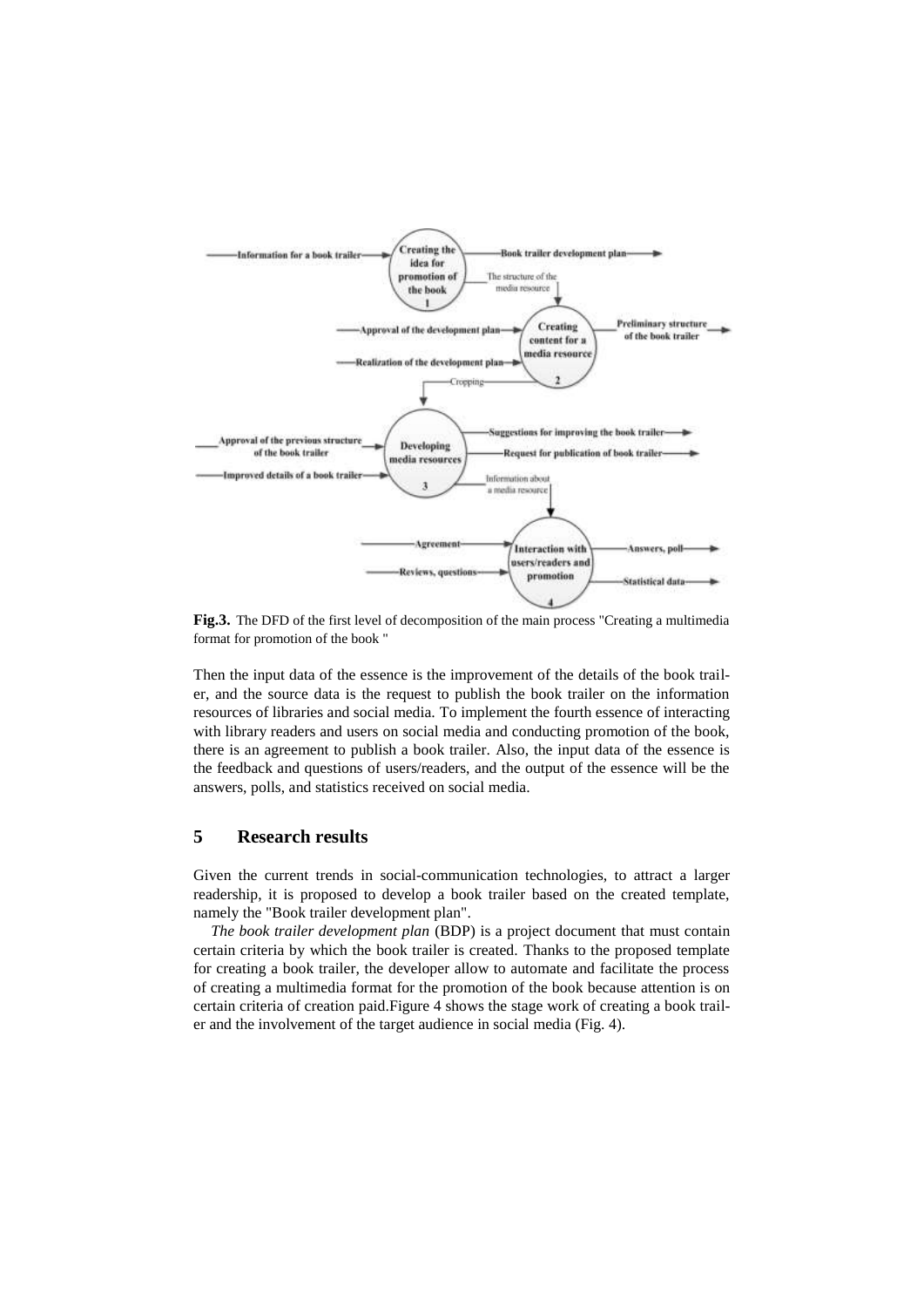**Fig.3.** The DFD of the first level of decomposition of the main process "Creating a multimedia format for promotion of the book "

Then the input data of the essence is the improvement of the details of the book trailer, and the source data is the request to publish the book trailer on the information resources of libraries and social media. To implement the fourth essence of interacting with library readers and users on social media and conducting promotion of the book, there is an agreement to publish a book trailer. Also, the input data of the essence is the feedback and questions of users/readers, and the output of the essence will be the answers, polls, and statistics received on social media.

## 5 Research results

Given the current trends in social-communication technologies, to attract a larger readership, it is proposed to develop a book trailer based on the created template, namely the "Book trailer development plan".

*The book trailer development plan* (BDP) is a project document that must contain certain criteria by which the book trailer is created. Thanks to the proposed template for creating a book trailer, the developer allow to automate and facilitate the process of creating a multimedia format for the promotion of the book because attention is on certain criteria of creation paid.Figure 4 shows the stage work of creating a book trailer and the involvement of the target audience in social media (Fig. 4).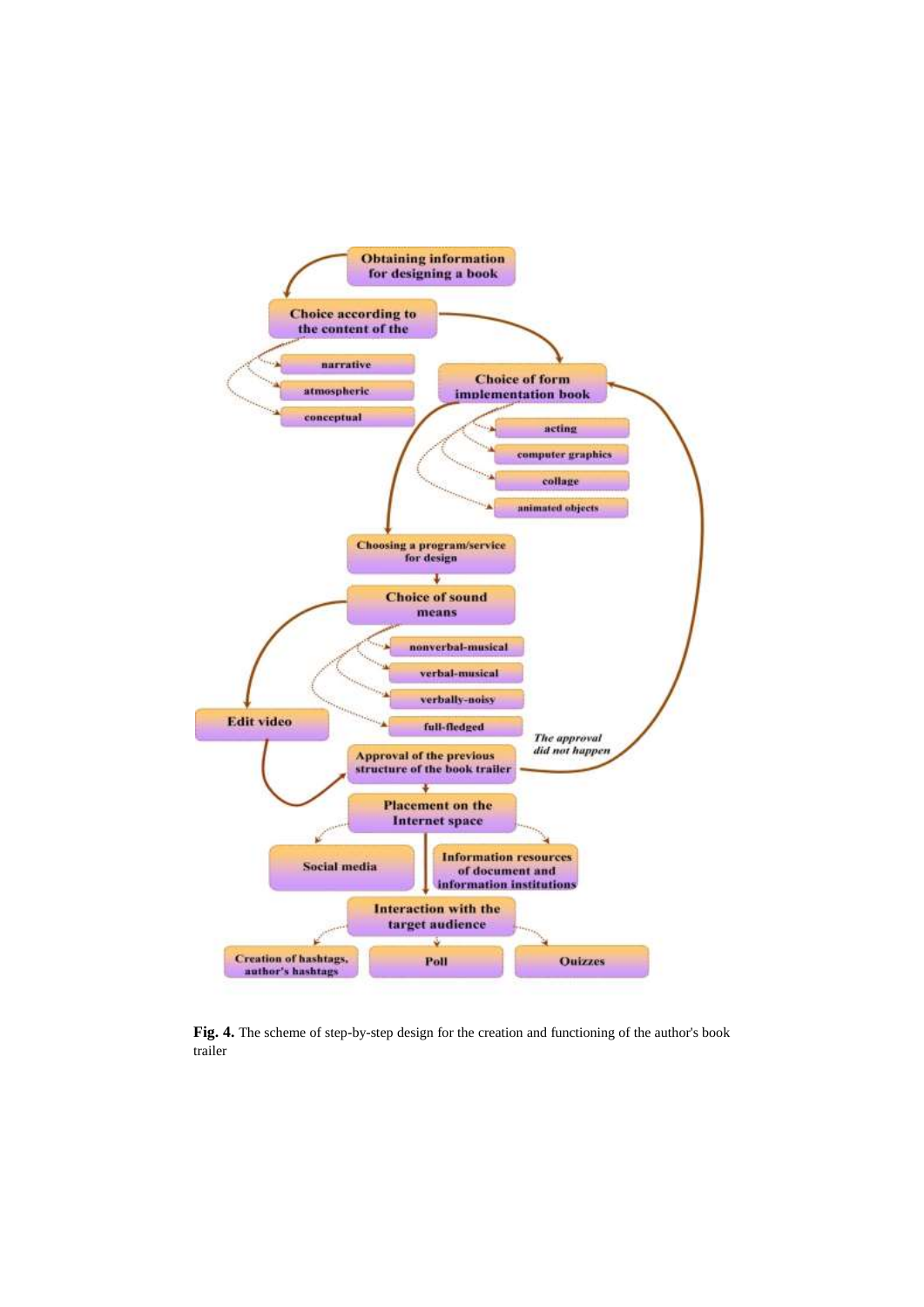Obtaining information for designing a book

Choice according to the content of the

- narrative
- atmospheric
- conceptual

Choice of form implementation book

- acting
- computer graphics
- collage
- animated objects

Choosing a program/service for design

Choice of sound means

- nonverbal-musical
- verbal-musical
- verbally-noisy
- full-fledged

Edit video

Approval of the previous structure of the book trailer

*The approval did not happen*

Placement on the Internet space

- Social media
- Information resources of document and information institutions

Interaction with the target audience

- Creation of hashtags, author's hashtags
- Poll
- Quizzes

**Fig. 4.** The scheme of step-by-step design for the creation and functioning of the author's book trailer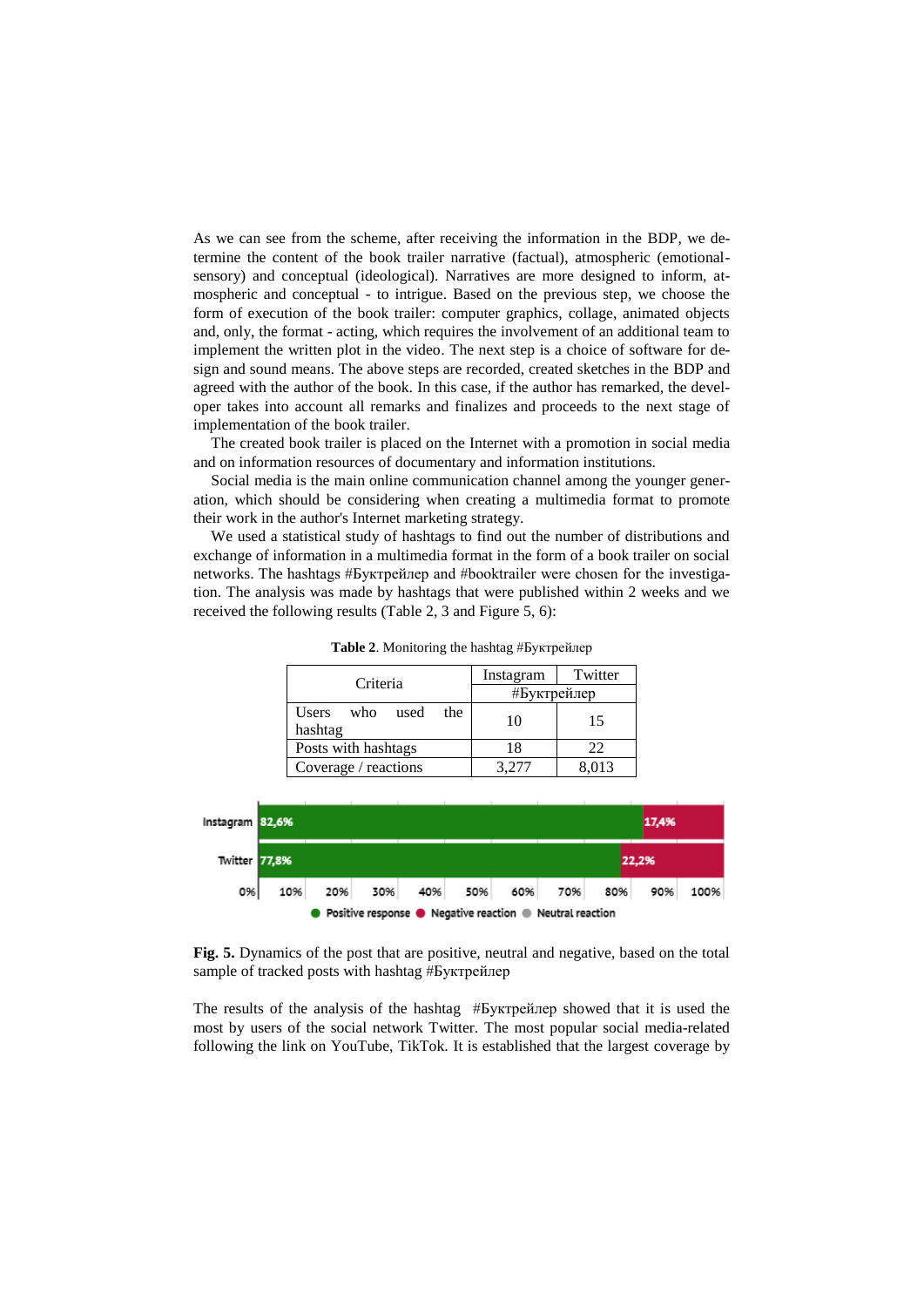As we can see from the scheme, after receiving the information in the BDP, we determine the content of the book trailer narrative (factual), atmospheric (emotional-sensory) and conceptual (ideological). Narratives are more designed to inform, atmospheric and conceptual - to intrigue. Based on the previous step, we choose the form of execution of the book trailer: computer graphics, collage, animated objects and, only, the format - acting, which requires the involvement of an additional team to implement the written plot in the video. The next step is a choice of software for design and sound means. The above steps are recorded, created sketches in the BDP and agreed with the author of the book. In this case, if the author has remarked, the developer takes into account all remarks and finalizes and proceeds to the next stage of implementation of the book trailer.

The created book trailer is placed on the Internet with a promotion in social media and on information resources of documentary and information institutions.

Social media is the main online communication channel among the younger generation, which should be considering when creating a multimedia format to promote their work in the author's Internet marketing strategy.

We used a statistical study of hashtags to find out the number of distributions and exchange of information in a multimedia format in the form of a book trailer on social networks. The hashtags #Буктрейлер and #booktrailer were chosen for the investigation. The analysis was made by hashtags that were published within 2 weeks and we received the following results (Table 2, 3 and Figure 5, 6):

**Table 2**. Monitoring the hashtag #Буктрейлер

| Criteria | Instagram | Twitter |
|---|---|---|
| | #Буктрейлер | |
| Users who used the hashtag | 10 | 15 |
| Posts with hashtags | 18 | 22 |
| Coverage / reactions | 3,277 | 8,013 |

| | Positive response | Negative reaction |
|---|---|---|
| Instagram | 82,6% | 17,4% |
| Twitter | 77,8% | 22,2% |

**Fig. 5.** Dynamics of the post that are positive, neutral and negative, based on the total sample of tracked posts with hashtag #Буктрейлер

The results of the analysis of the hashtag #Буктрейлер showed that it is used the most by users of the social network Twitter. The most popular social media-related following the link on YouTube, TikTok. It is established that the largest coverage by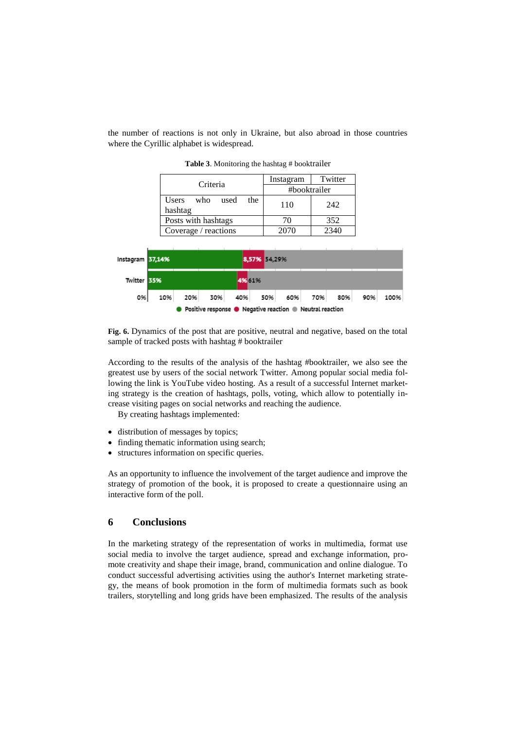the number of reactions is not only in Ukraine, but also abroad in those countries where the Cyrillic alphabet is widespread.

**Table 3**. Monitoring the hashtag # booktrailer

| Criteria | Instagram | Twitter |
|---|---|---|
| | #booktrailer | |
| Users who used the hashtag | 110 | 242 |
| Posts with hashtags | 70 | 352 |
| Coverage / reactions | 2070 | 2340 |

**Fig. 6.** Dynamics of the post that are positive, neutral and negative, based on the total sample of tracked posts with hashtag # booktrailer

According to the results of the analysis of the hashtag #booktrailer, we also see the greatest use by users of the social network Twitter. Among popular social media following the link is YouTube video hosting. As a result of a successful Internet marketing strategy is the creation of hashtags, polls, voting, which allow to potentially increase visiting pages on social networks and reaching the audience.

By creating hashtags implemented:

- distribution of messages by topics;
- finding thematic information using search;
- structures information on specific queries.

As an opportunity to influence the involvement of the target audience and improve the strategy of promotion of the book, it is proposed to create a questionnaire using an interactive form of the poll.

## 6 Conclusions

In the marketing strategy of the representation of works in multimedia, format use social media to involve the target audience, spread and exchange information, promote creativity and shape their image, brand, communication and online dialogue. To conduct successful advertising activities using the author's Internet marketing strategy, the means of book promotion in the form of multimedia formats such as book trailers, storytelling and long grids have been emphasized. The results of the analysis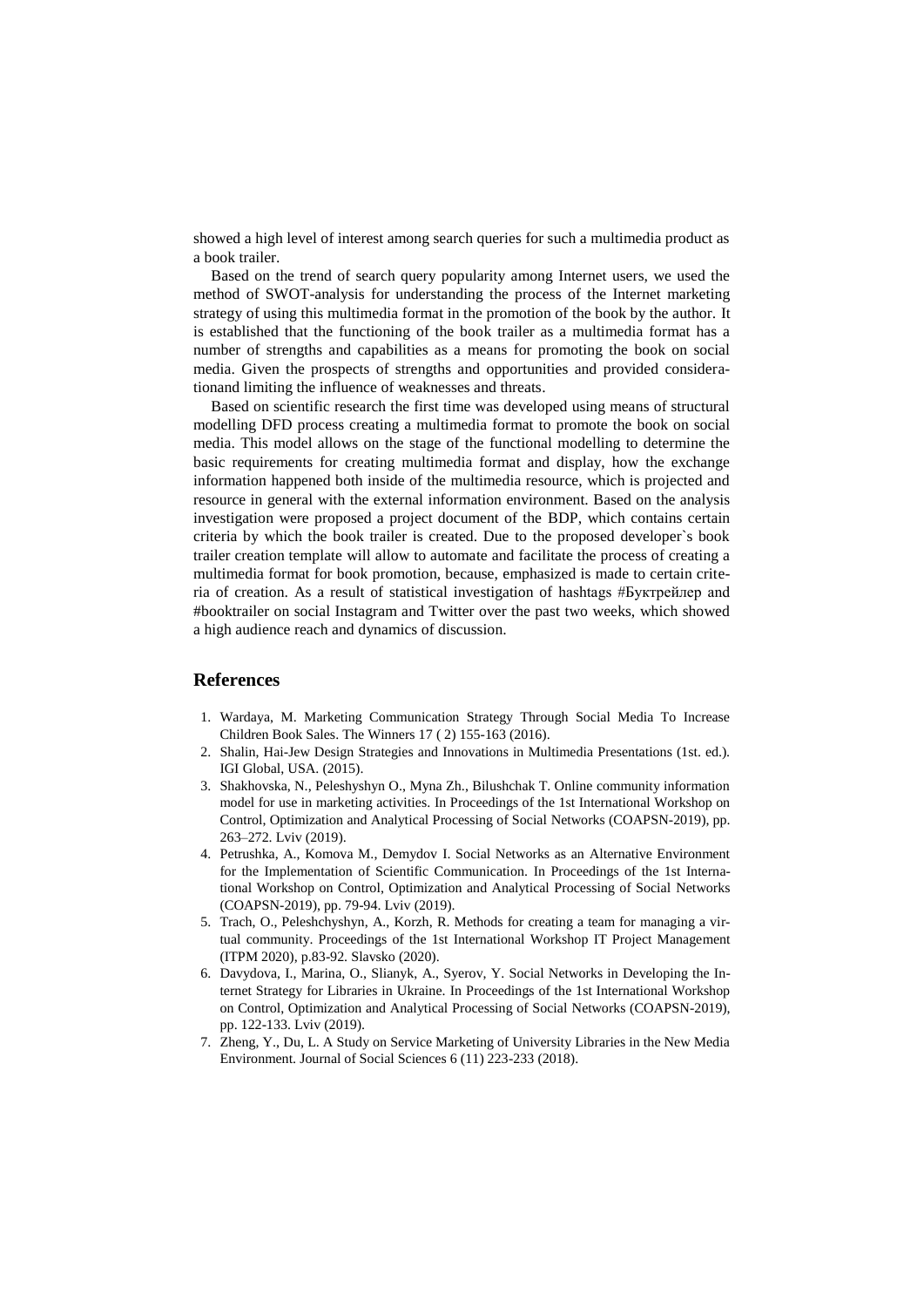showed a high level of interest among search queries for such a multimedia product as a book trailer.

Based on the trend of search query popularity among Internet users, we used the method of SWOT-analysis for understanding the process of the Internet marketing strategy of using this multimedia format in the promotion of the book by the author. It is established that the functioning of the book trailer as a multimedia format has a number of strengths and capabilities as a means for promoting the book on social media. Given the prospects of strengths and opportunities and provided considerationand limiting the influence of weaknesses and threats.

Based on scientific research the first time was developed using means of structural modelling DFD process creating a multimedia format to promote the book on social media. This model allows on the stage of the functional modelling to determine the basic requirements for creating multimedia format and display, how the exchange information happened both inside of the multimedia resource, which is projected and resource in general with the external information environment. Based on the analysis investigation were proposed a project document of the BDP, which contains certain criteria by which the book trailer is created. Due to the proposed developer`s book trailer creation template will allow to automate and facilitate the process of creating a multimedia format for book promotion, because, emphasized is made to certain criteria of creation. As a result of statistical investigation of hashtags #Буктрейлер and #booktrailer on social Instagram and Twitter over the past two weeks, which showed a high audience reach and dynamics of discussion.

## References

1. Wardaya, M. Marketing Communication Strategy Through Social Media To Increase Children Book Sales. The Winners 17 ( 2) 155-163 (2016).
2. Shalin, Hai-Jew Design Strategies and Innovations in Multimedia Presentations (1st. ed.). IGI Global, USA. (2015).
3. Shakhovska, N., Peleshyshyn O., Myna Zh., Bilushchak T. Online community information model for use in marketing activities. In Proceedings of the 1st International Workshop on Control, Optimization and Analytical Processing of Social Networks (COAPSN-2019), pp. 263–272. Lviv (2019).
4. Petrushka, A., Komova M., Demydov I. Social Networks as an Alternative Environment for the Implementation of Scientific Communication. In Proceedings of the 1st International Workshop on Control, Optimization and Analytical Processing of Social Networks (COAPSN-2019), pp. 79-94. Lviv (2019).
5. Trach, O., Peleshchyshyn, A., Korzh, R. Methods for creating a team for managing a virtual community. Proceedings of the 1st International Workshop IT Project Management (ITPM 2020), p.83-92. Slavsko (2020).
6. Davydova, I., Marina, O., Slianyk, A., Syerov, Y. Social Networks in Developing the Internet Strategy for Libraries in Ukraine. In Proceedings of the 1st International Workshop on Control, Optimization and Analytical Processing of Social Networks (COAPSN-2019), pp. 122-133. Lviv (2019).
7. Zheng, Y., Du, L. A Study on Service Marketing of University Libraries in the New Media Environment. Journal of Social Sciences 6 (11) 223-233 (2018).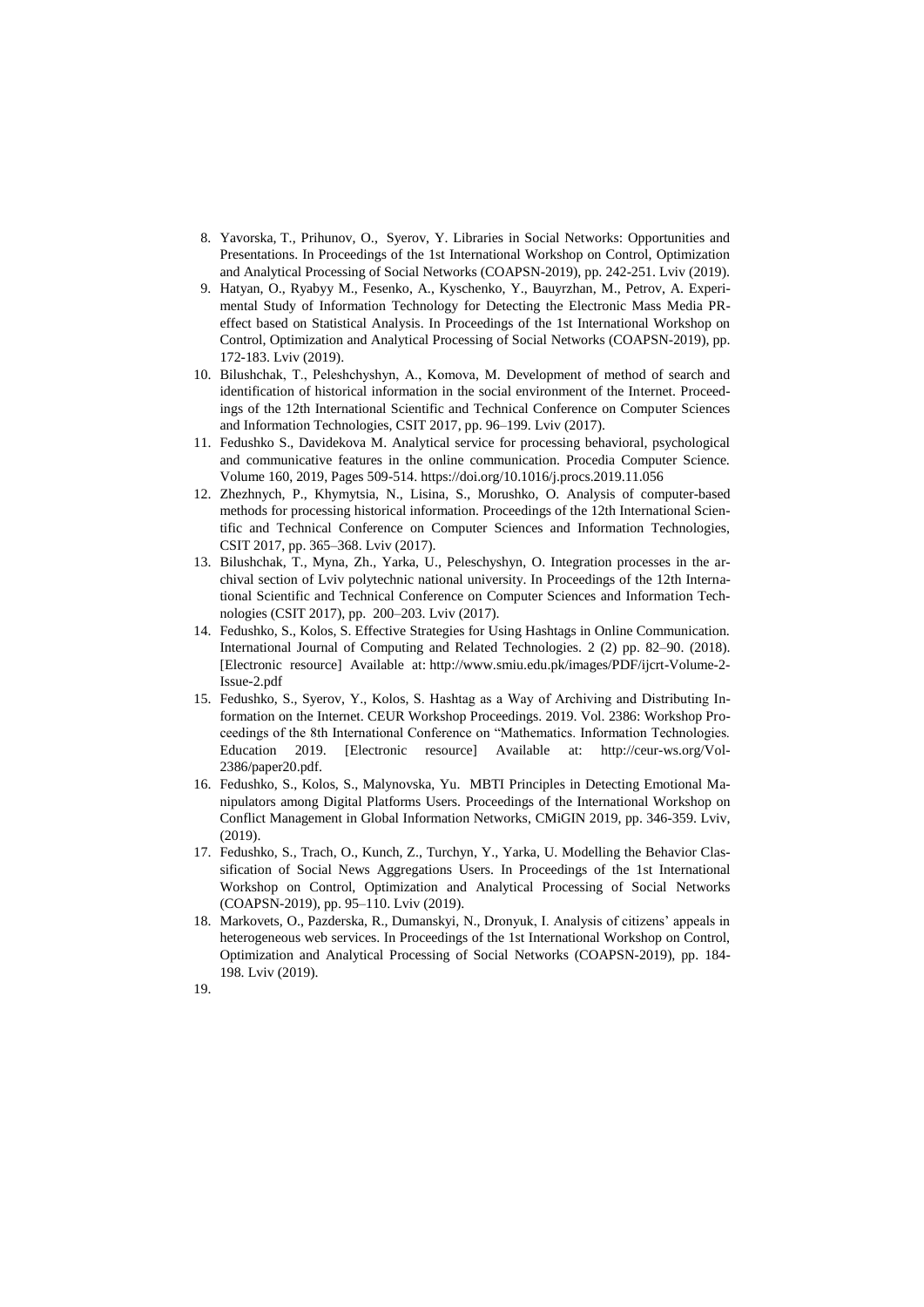8. Yavorska, T., Prihunov, O., Syerov, Y. Libraries in Social Networks: Opportunities and Presentations. In Proceedings of the 1st International Workshop on Control, Optimization and Analytical Processing of Social Networks (COAPSN-2019), pp. 242-251. Lviv (2019).
9. Hatyan, O., Ryabyy M., Fesenko, A., Kyschenko, Y., Bauyrzhan, M., Petrov, A. Experimental Study of Information Technology for Detecting the Electronic Mass Media PR-effect based on Statistical Analysis. In Proceedings of the 1st International Workshop on Control, Optimization and Analytical Processing of Social Networks (COAPSN-2019), pp. 172-183. Lviv (2019).
10. Bilushchak, T., Peleshchyshyn, A., Komova, M. Development of method of search and identification of historical information in the social environment of the Internet. Proceedings of the 12th International Scientific and Technical Conference on Computer Sciences and Information Technologies, CSIT 2017, pp. 96–199. Lviv (2017).
11. Fedushko S., Davidekova M. Analytical service for processing behavioral, psychological and communicative features in the online communication. Procedia Computer Science. Volume 160, 2019, Pages 509-514. https://doi.org/10.1016/j.procs.2019.11.056
12. Zhezhnych, P., Khymytsia, N., Lisina, S., Morushko, O. Analysis of computer-based methods for processing historical information. Proceedings of the 12th International Scientific and Technical Conference on Computer Sciences and Information Technologies, CSIT 2017, pp. 365–368. Lviv (2017).
13. Bilushchak, T., Myna, Zh., Yarka, U., Peleschyshyn, O. Integration processes in the archival section of Lviv polytechnic national university. In Proceedings of the 12th International Scientific and Technical Conference on Computer Sciences and Information Technologies (CSIT 2017), pp. 200–203. Lviv (2017).
14. Fedushko, S., Kolos, S. Effective Strategies for Using Hashtags in Online Communication. International Journal of Computing and Related Technologies. 2 (2) pp. 82–90. (2018). [Electronic resource] Available at: http://www.smiu.edu.pk/images/PDF/ijcrt-Volume-2-Issue-2.pdf
15. Fedushko, S., Syerov, Y., Kolos, S. Hashtag as a Way of Archiving and Distributing Information on the Internet. CEUR Workshop Proceedings. 2019. Vol. 2386: Workshop Proceedings of the 8th International Conference on "Mathematics. Information Technologies. Education 2019. [Electronic resource] Available at: http://ceur-ws.org/Vol-2386/paper20.pdf.
16. Fedushko, S., Kolos, S., Malynovska, Yu. MBTI Principles in Detecting Emotional Manipulators among Digital Platforms Users. Proceedings of the International Workshop on Conflict Management in Global Information Networks, CMiGIN 2019, pp. 346-359. Lviv, (2019).
17. Fedushko, S., Trach, O., Kunch, Z., Turchyn, Y., Yarka, U. Modelling the Behavior Classification of Social News Aggregations Users. In Proceedings of the 1st International Workshop on Control, Optimization and Analytical Processing of Social Networks (COAPSN-2019), pp. 95–110. Lviv (2019).
18. Markovets, O., Pazderska, R., Dumanskyi, N., Dronyuk, I. Analysis of citizens' appeals in heterogeneous web services. In Proceedings of the 1st International Workshop on Control, Optimization and Analytical Processing of Social Networks (COAPSN-2019), pp. 184-198. Lviv (2019).
19.